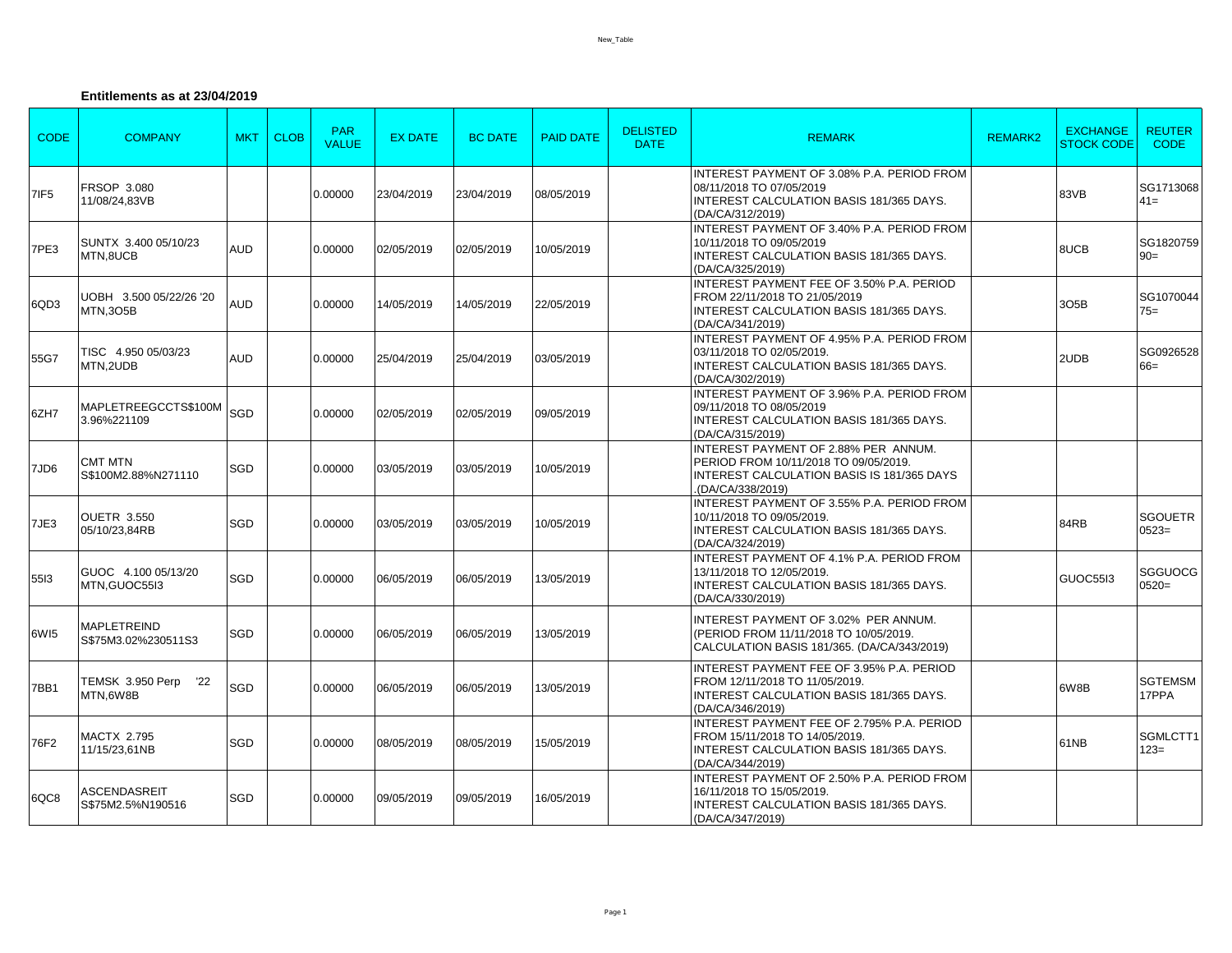**Entitlements as at 23/04/2019**

| CODE | COMPANY | MKT | CLOB | PAR VALUE | EX DATE | BC DATE | PAID DATE | DELISTED DATE | REMARK | REMARK2 | EXCHANGE STOCK CODE | REUTER CODE |
|---|---|---|---|---|---|---|---|---|---|---|---|---|
| 7IF5 | FRSOP 3.080 11/08/24,83VB | | | 0.00000 | 23/04/2019 | 23/04/2019 | 08/05/2019 | | INTEREST PAYMENT OF 3.08% P.A. PERIOD FROM 08/11/2018 TO 07/05/2019 INTEREST CALCULATION BASIS 181/365 DAYS. (DA/CA/312/2019) | | 83VB | SG1713068 41= |
| 7PE3 | SUNTX 3.400 05/10/23 MTN,8UCB | AUD | | 0.00000 | 02/05/2019 | 02/05/2019 | 10/05/2019 | | INTEREST PAYMENT OF 3.40% P.A. PERIOD FROM 10/11/2018 TO 09/05/2019 INTEREST CALCULATION BASIS 181/365 DAYS. (DA/CA/325/2019) | | 8UCB | SG1820759 90= |
| 6QD3 | UOBH 3.500 05/22/26 '20 MTN,3O5B | AUD | | 0.00000 | 14/05/2019 | 14/05/2019 | 22/05/2019 | | INTEREST PAYMENT FEE OF 3.50% P.A. PERIOD FROM 22/11/2018 TO 21/05/2019 INTEREST CALCULATION BASIS 181/365 DAYS. (DA/CA/341/2019) | | 3O5B | SG1070044 75= |
| 55G7 | TISC 4.950 05/03/23 MTN,2UDB | AUD | | 0.00000 | 25/04/2019 | 25/04/2019 | 03/05/2019 | | INTEREST PAYMENT OF 4.95% P.A. PERIOD FROM 03/11/2018 TO 02/05/2019. INTEREST CALCULATION BASIS 181/365 DAYS. (DA/CA/302/2019) | | 2UDB | SG0926528 66= |
| 6ZH7 | MAPLETREEGCCTS$100M 3.96%221109 | SGD | | 0.00000 | 02/05/2019 | 02/05/2019 | 09/05/2019 | | INTEREST PAYMENT OF 3.96% P.A. PERIOD FROM 09/11/2018 TO 08/05/2019 INTEREST CALCULATION BASIS 181/365 DAYS. (DA/CA/315/2019) | | | |
| 7JD6 | CMT MTN S$100M2.88%N271110 | SGD | | 0.00000 | 03/05/2019 | 03/05/2019 | 10/05/2019 | | INTEREST PAYMENT OF 2.88% PER ANNUM. PERIOD FROM 10/11/2018 TO 09/05/2019. INTEREST CALCULATION BASIS IS 181/365 DAYS .(DA/CA/338/2019) | | | |
| 7JE3 | OUETR 3.550 05/10/23,84RB | SGD | | 0.00000 | 03/05/2019 | 03/05/2019 | 10/05/2019 | | INTEREST PAYMENT OF 3.55% P.A. PERIOD FROM 10/11/2018 TO 09/05/2019. INTEREST CALCULATION BASIS 181/365 DAYS. (DA/CA/324/2019) | | 84RB | SGOUETR 0523= |
| 55I3 | GUOC 4.100 05/13/20 MTN,GUOC55I3 | SGD | | 0.00000 | 06/05/2019 | 06/05/2019 | 13/05/2019 | | INTEREST PAYMENT OF 4.1% P.A. PERIOD FROM 13/11/2018 TO 12/05/2019. INTEREST CALCULATION BASIS 181/365 DAYS. (DA/CA/330/2019) | | GUOC55I3 | SGGUOCG 0520= |
| 6WI5 | MAPLETREIND S$75M3.02%230511S3 | SGD | | 0.00000 | 06/05/2019 | 06/05/2019 | 13/05/2019 | | INTEREST PAYMENT OF 3.02% PER ANNUM. (PERIOD FROM 11/11/2018 TO 10/05/2019. CALCULATION BASIS 181/365. (DA/CA/343/2019) | | | |
| 7BB1 | TEMSK 3.950 Perp '22 MTN,6W8B | SGD | | 0.00000 | 06/05/2019 | 06/05/2019 | 13/05/2019 | | INTEREST PAYMENT FEE OF 3.95% P.A. PERIOD FROM 12/11/2018 TO 11/05/2019. INTEREST CALCULATION BASIS 181/365 DAYS. (DA/CA/346/2019) | | 6W8B | SGTEMSM 17PPA |
| 76F2 | MACTX 2.795 11/15/23,61NB | SGD | | 0.00000 | 08/05/2019 | 08/05/2019 | 15/05/2019 | | INTEREST PAYMENT FEE OF 2.795% P.A. PERIOD FROM 15/11/2018 TO 14/05/2019. INTEREST CALCULATION BASIS 181/365 DAYS. (DA/CA/344/2019) | | 61NB | SGMLCTT1 123= |
| 6QC8 | ASCENDASREIT S$75M2.5%N190516 | SGD | | 0.00000 | 09/05/2019 | 09/05/2019 | 16/05/2019 | | INTEREST PAYMENT OF 2.50% P.A. PERIOD FROM 16/11/2018 TO 15/05/2019. INTEREST CALCULATION BASIS 181/365 DAYS. (DA/CA/347/2019) | | | |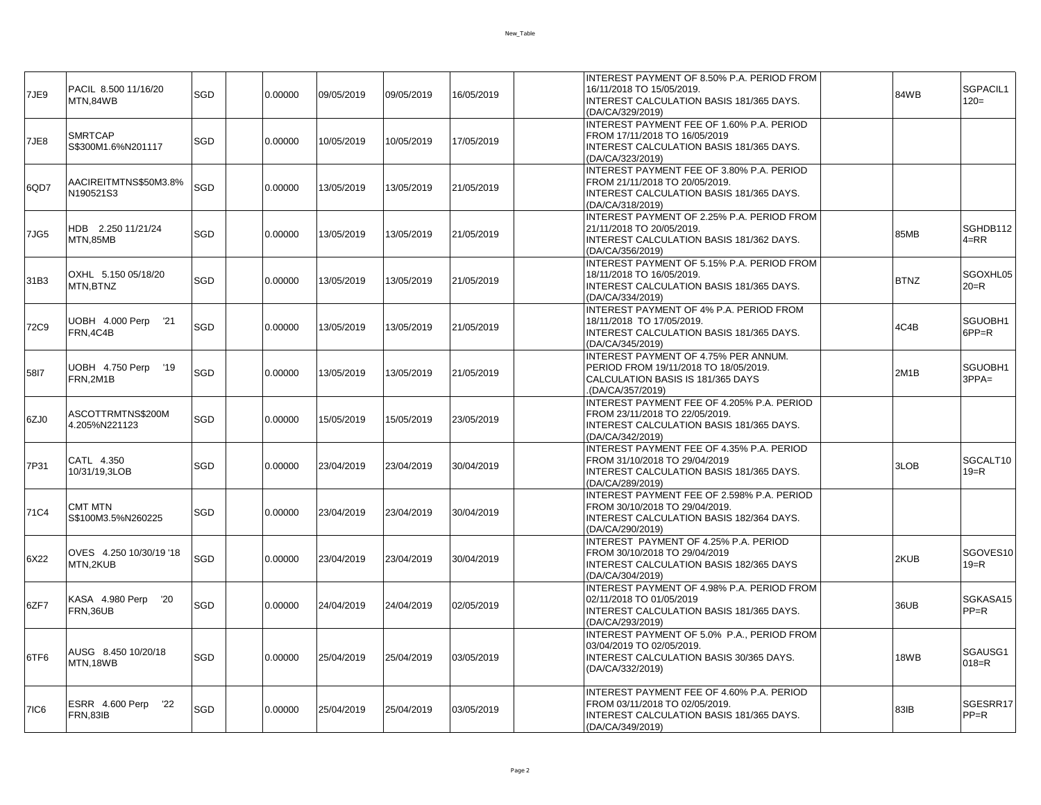| | | | | | | | | | | | | |
|---|---|---|---|---|---|---|---|---|---|---|---|---|
| 7JE9 | PACIL 8.500 11/16/20 MTN,84WB | SGD | | 0.00000 | 09/05/2019 | 09/05/2019 | 16/05/2019 | | INTEREST PAYMENT OF 8.50% P.A. PERIOD FROM 16/11/2018 TO 15/05/2019. INTEREST CALCULATION BASIS 181/365 DAYS. (DA/CA/329/2019) | | 84WB | SGPACIL1 120= |
| 7JE8 | SMRTCAP S$300M1.6%N201117 | SGD | | 0.00000 | 10/05/2019 | 10/05/2019 | 17/05/2019 | | INTEREST PAYMENT FEE OF 1.60% P.A. PERIOD FROM 17/11/2018 TO 16/05/2019 INTEREST CALCULATION BASIS 181/365 DAYS. (DA/CA/323/2019) | | | |
| 6QD7 | AACIREITMTNS$50M3.8% N190521S3 | SGD | | 0.00000 | 13/05/2019 | 13/05/2019 | 21/05/2019 | | INTEREST PAYMENT FEE OF 3.80% P.A. PERIOD FROM 21/11/2018 TO 20/05/2019. INTEREST CALCULATION BASIS 181/365 DAYS. (DA/CA/318/2019) | | | |
| 7JG5 | HDB 2.250 11/21/24 MTN,85MB | SGD | | 0.00000 | 13/05/2019 | 13/05/2019 | 21/05/2019 | | INTEREST PAYMENT OF 2.25% P.A. PERIOD FROM 21/11/2018 TO 20/05/2019. INTEREST CALCULATION BASIS 181/362 DAYS. (DA/CA/356/2019) | | 85MB | SGHDB112 4=RR |
| 31B3 | OXHL 5.150 05/18/20 MTN,BTNZ | SGD | | 0.00000 | 13/05/2019 | 13/05/2019 | 21/05/2019 | | INTEREST PAYMENT OF 5.15% P.A. PERIOD FROM 18/11/2018 TO 16/05/2019. INTEREST CALCULATION BASIS 181/365 DAYS. (DA/CA/334/2019) | | BTNZ | SGOXHL05 20=R |
| 72C9 | UOBH 4.000 Perp '21 FRN,4C4B | SGD | | 0.00000 | 13/05/2019 | 13/05/2019 | 21/05/2019 | | INTEREST PAYMENT OF 4% P.A. PERIOD FROM 18/11/2018 TO 17/05/2019. INTEREST CALCULATION BASIS 181/365 DAYS. (DA/CA/345/2019) | | 4C4B | SGUOBH1 6PP=R |
| 58I7 | UOBH 4.750 Perp '19 FRN,2M1B | SGD | | 0.00000 | 13/05/2019 | 13/05/2019 | 21/05/2019 | | INTEREST PAYMENT OF 4.75% PER ANNUM. PERIOD FROM 19/11/2018 TO 18/05/2019. CALCULATION BASIS IS 181/365 DAYS .(DA/CA/357/2019) | | 2M1B | SGUOBH1 3PPA= |
| 6ZJ0 | ASCOTTRMTNS$200M 4.205%N221123 | SGD | | 0.00000 | 15/05/2019 | 15/05/2019 | 23/05/2019 | | INTEREST PAYMENT FEE OF 4.205% P.A. PERIOD FROM 23/11/2018 TO 22/05/2019. INTEREST CALCULATION BASIS 181/365 DAYS. (DA/CA/342/2019) | | | |
| 7P31 | CATL 4.350 10/31/19,3LOB | SGD | | 0.00000 | 23/04/2019 | 23/04/2019 | 30/04/2019 | | INTEREST PAYMENT FEE OF 4.35% P.A. PERIOD FROM 31/10/2018 TO 29/04/2019 INTEREST CALCULATION BASIS 181/365 DAYS. (DA/CA/289/2019) | | 3LOB | SGCALT10 19=R |
| 71C4 | CMT MTN S$100M3.5%N260225 | SGD | | 0.00000 | 23/04/2019 | 23/04/2019 | 30/04/2019 | | INTEREST PAYMENT FEE OF 2.598% P.A. PERIOD FROM 30/10/2018 TO 29/04/2019. INTEREST CALCULATION BASIS 182/364 DAYS. (DA/CA/290/2019) | | | |
| 6X22 | OVES 4.250 10/30/19 '18 MTN,2KUB | SGD | | 0.00000 | 23/04/2019 | 23/04/2019 | 30/04/2019 | | INTEREST PAYMENT OF 4.25% P.A. PERIOD FROM 30/10/2018 TO 29/04/2019 INTEREST CALCULATION BASIS 182/365 DAYS (DA/CA/304/2019) | | 2KUB | SGOVES10 19=R |
| 6ZF7 | KASA 4.980 Perp '20 FRN,36UB | SGD | | 0.00000 | 24/04/2019 | 24/04/2019 | 02/05/2019 | | INTEREST PAYMENT OF 4.98% P.A. PERIOD FROM 02/11/2018 TO 01/05/2019 INTEREST CALCULATION BASIS 181/365 DAYS. (DA/CA/293/2019) | | 36UB | SGKASA15 PP=R |
| 6TF6 | AUSG 8.450 10/20/18 MTN,18WB | SGD | | 0.00000 | 25/04/2019 | 25/04/2019 | 03/05/2019 | | INTEREST PAYMENT OF 5.0% P.A., PERIOD FROM 03/04/2019 TO 02/05/2019. INTEREST CALCULATION BASIS 30/365 DAYS. (DA/CA/332/2019) | | 18WB | SGAUSG1 018=R |
| 7IC6 | ESRR 4.600 Perp '22 FRN,83IB | SGD | | 0.00000 | 25/04/2019 | 25/04/2019 | 03/05/2019 | | INTEREST PAYMENT FEE OF 4.60% P.A. PERIOD FROM 03/11/2018 TO 02/05/2019. INTEREST CALCULATION BASIS 181/365 DAYS. (DA/CA/349/2019) | | 83IB | SGESRR17 PP=R |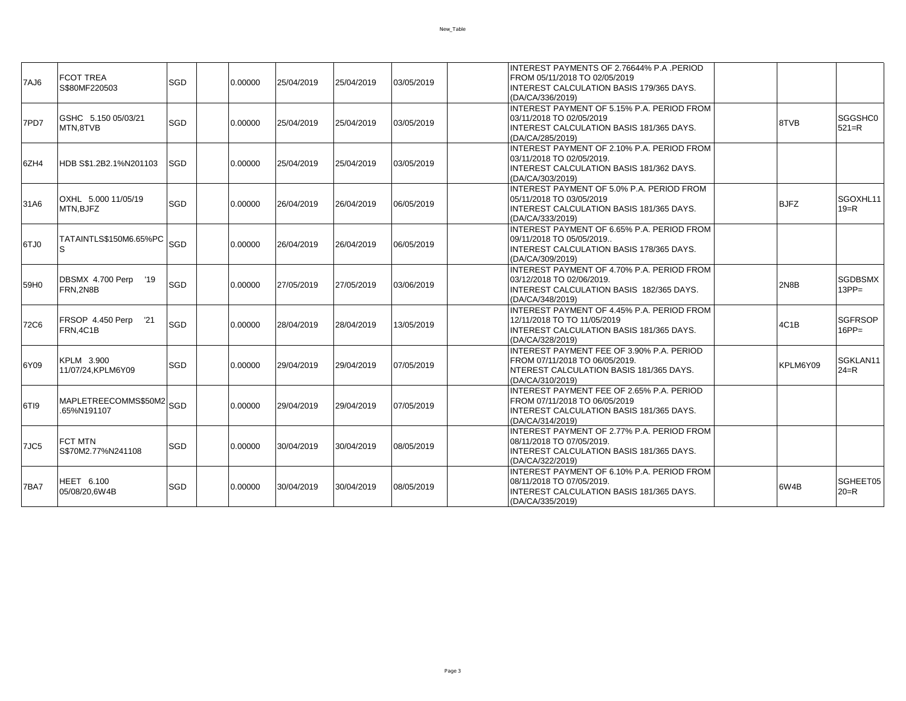| | | | | | | | | | | | | |
|---|---|---|---|---|---|---|---|---|---|---|---|---|
| 7AJ6 | FCOT TREA S$80MF220503 | SGD | | 0.00000 | 25/04/2019 | 25/04/2019 | 03/05/2019 | | INTEREST PAYMENTS OF 2.76644% P.A .PERIOD FROM 05/11/2018 TO 02/05/2019 INTEREST CALCULATION BASIS 179/365 DAYS. (DA/CA/336/2019) | | | |
| 7PD7 | GSHC 5.150 05/03/21 MTN,8TVB | SGD | | 0.00000 | 25/04/2019 | 25/04/2019 | 03/05/2019 | | INTEREST PAYMENT OF 5.15% P.A. PERIOD FROM 03/11/2018 TO 02/05/2019 INTEREST CALCULATION BASIS 181/365 DAYS. (DA/CA/285/2019) | | 8TVB | SGGSHC0521=R |
| 6ZH4 | HDB S$1.2B2.1%N201103 | SGD | | 0.00000 | 25/04/2019 | 25/04/2019 | 03/05/2019 | | INTEREST PAYMENT OF 2.10% P.A. PERIOD FROM 03/11/2018 TO 02/05/2019. INTEREST CALCULATION BASIS 181/362 DAYS. (DA/CA/303/2019) | | | |
| 31A6 | OXHL 5.000 11/05/19 MTN,BJFZ | SGD | | 0.00000 | 26/04/2019 | 26/04/2019 | 06/05/2019 | | INTEREST PAYMENT OF 5.0% P.A. PERIOD FROM 05/11/2018 TO 03/05/2019 INTEREST CALCULATION BASIS 181/365 DAYS. (DA/CA/333/2019) | | BJFZ | SGOXHL1119=R |
| 6TJ0 | TATAINTLS$150M6.65%PCS | SGD | | 0.00000 | 26/04/2019 | 26/04/2019 | 06/05/2019 | | INTEREST PAYMENT OF 6.65% P.A. PERIOD FROM 09/11/2018 TO 05/05/2019.. INTEREST CALCULATION BASIS 178/365 DAYS. (DA/CA/309/2019) | | | |
| 59H0 | DBSMX 4.700 Perp '19 FRN,2N8B | SGD | | 0.00000 | 27/05/2019 | 27/05/2019 | 03/06/2019 | | INTEREST PAYMENT OF 4.70% P.A. PERIOD FROM 03/12/2018 TO 02/06/2019. INTEREST CALCULATION BASIS 182/365 DAYS. (DA/CA/348/2019) | | 2N8B | SGDBSMX13PP= |
| 72C6 | FRSOP 4.450 Perp '21 FRN,4C1B | SGD | | 0.00000 | 28/04/2019 | 28/04/2019 | 13/05/2019 | | INTEREST PAYMENT OF 4.45% P.A. PERIOD FROM 12/11/2018 TO TO 11/05/2019 INTEREST CALCULATION BASIS 181/365 DAYS. (DA/CA/328/2019) | | 4C1B | SGFRSOP16PP= |
| 6Y09 | KPLM 3.900 11/07/24,KPLM6Y09 | SGD | | 0.00000 | 29/04/2019 | 29/04/2019 | 07/05/2019 | | INTEREST PAYMENT FEE OF 3.90% P.A. PERIOD FROM 07/11/2018 TO 06/05/2019. NTEREST CALCULATION BASIS 181/365 DAYS. (DA/CA/310/2019) | | KPLM6Y09 | SGKLAN1124=R |
| 6TI9 | MAPLETREECOMMS$50M2.65%N191107 | SGD | | 0.00000 | 29/04/2019 | 29/04/2019 | 07/05/2019 | | INTEREST PAYMENT FEE OF 2.65% P.A. PERIOD FROM 07/11/2018 TO 06/05/2019 INTEREST CALCULATION BASIS 181/365 DAYS. (DA/CA/314/2019) | | | |
| 7JC5 | FCT MTN S$70M2.77%N241108 | SGD | | 0.00000 | 30/04/2019 | 30/04/2019 | 08/05/2019 | | INTEREST PAYMENT OF 2.77% P.A. PERIOD FROM 08/11/2018 TO 07/05/2019. INTEREST CALCULATION BASIS 181/365 DAYS. (DA/CA/322/2019) | | | |
| 7BA7 | HEET 6.100 05/08/20,6W4B | SGD | | 0.00000 | 30/04/2019 | 30/04/2019 | 08/05/2019 | | INTEREST PAYMENT OF 6.10% P.A. PERIOD FROM 08/11/2018 TO 07/05/2019. INTEREST CALCULATION BASIS 181/365 DAYS. (DA/CA/335/2019) | | 6W4B | SGHEET0520=R |